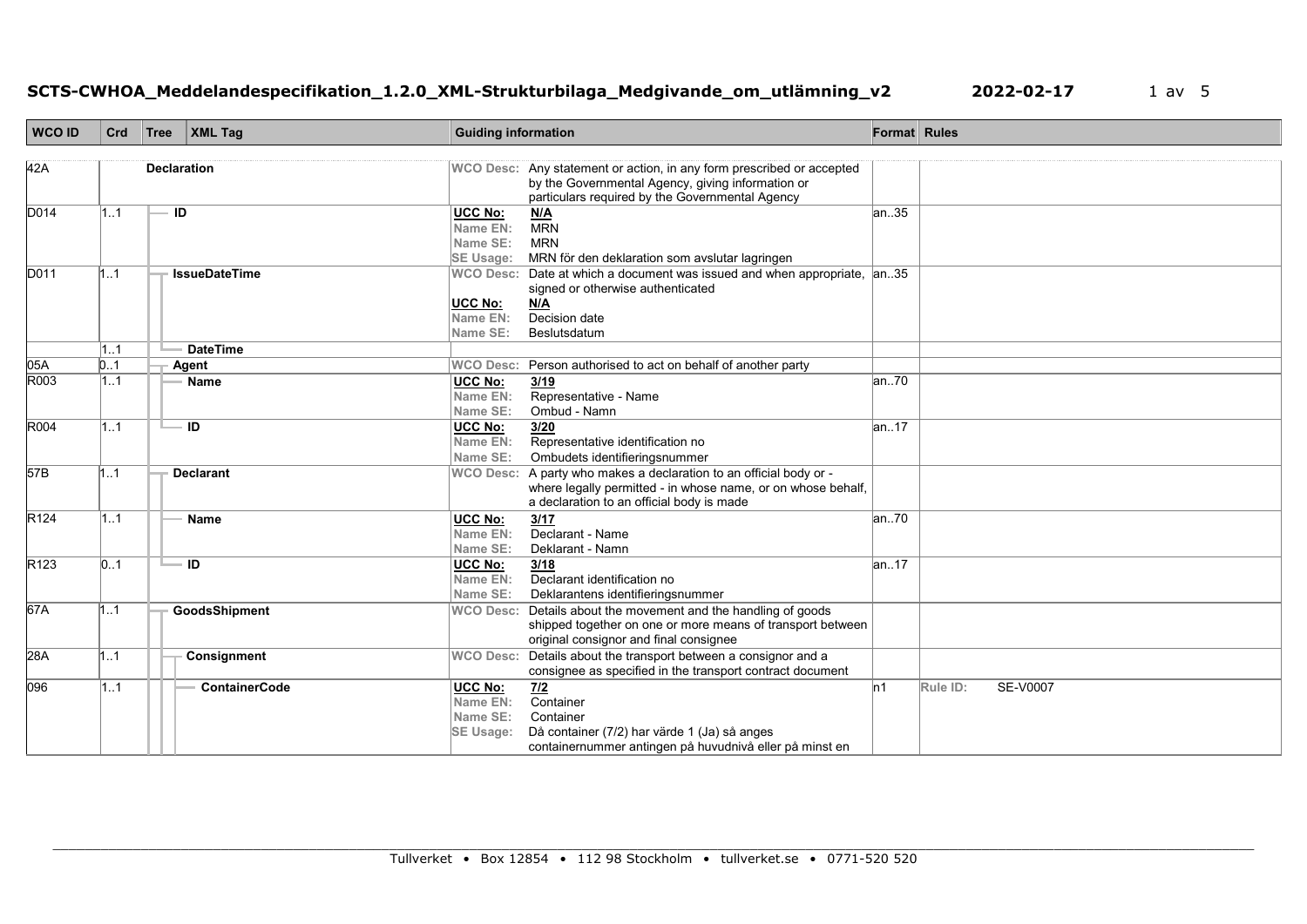# SCTS-CWHOA_Meddelandespecifikation_1.2.0_XML-Strukturbilaga_Medgivande_om_utlämning_v2

2022-02-17

| WCO ID | Crd | Tree | XML Tag | Guiding information | Format | Rules |
|---|---|---|---|---|---|---|
| 42A | | | **Declaration** | **WCO Desc:** Any statement or action, in any form prescribed or accepted by the Governmental Agency, giving information or particulars required by the Governmental Agency | | |
| D014 | 1..1 | | **ID** | **UCC No:** N/A<br>**Name EN:** MRN<br>**Name SE:** MRN<br>**SE Usage:** MRN för den deklaration som avslutar lagringen | an..35 | |
| D011 | 1..1 | | **IssueDateTime** | **WCO Desc:** Date at which a document was issued and when appropriate, signed or otherwise authenticated<br>**UCC No:** N/A<br>**Name EN:** Decision date<br>**Name SE:** Beslutsdatum | an..35 | |
| | 1..1 | | **DateTime** | | | |
| 05A | 0..1 | | **Agent** | **WCO Desc:** Person authorised to act on behalf of another party | | |
| R003 | 1..1 | | **Name** | **UCC No:** 3/19<br>**Name EN:** Representative - Name<br>**Name SE:** Ombud - Namn | an..70 | |
| R004 | 1..1 | | **ID** | **UCC No:** 3/20<br>**Name EN:** Representative identification no<br>**Name SE:** Ombudets identifieringsnummer | an..17 | |
| 57B | 1..1 | | **Declarant** | **WCO Desc:** A party who makes a declaration to an official body or - where legally permitted - in whose name, or on whose behalf, a declaration to an official body is made | | |
| R124 | 1..1 | | **Name** | **UCC No:** 3/17<br>**Name EN:** Declarant - Name<br>**Name SE:** Deklarant - Namn | an..70 | |
| R123 | 0..1 | | **ID** | **UCC No:** 3/18<br>**Name EN:** Declarant identification no<br>**Name SE:** Deklarantens identifieringsnummer | an..17 | |
| 67A | 1..1 | | **GoodsShipment** | **WCO Desc:** Details about the movement and the handling of goods shipped together on one or more means of transport between original consignor and final consignee | | |
| 28A | 1..1 | | **Consignment** | **WCO Desc:** Details about the transport between a consignor and a consignee as specified in the transport contract document | | |
| 096 | 1..1 | | **ContainerCode** | **UCC No:** 7/2<br>**Name EN:** Container<br>**Name SE:** Container<br>**SE Usage:** Då container (7/2) har värde 1 (Ja) så anges containernummer antingen på huvudnivå eller på minst en | n1 | **Rule ID:** SE-V0007 |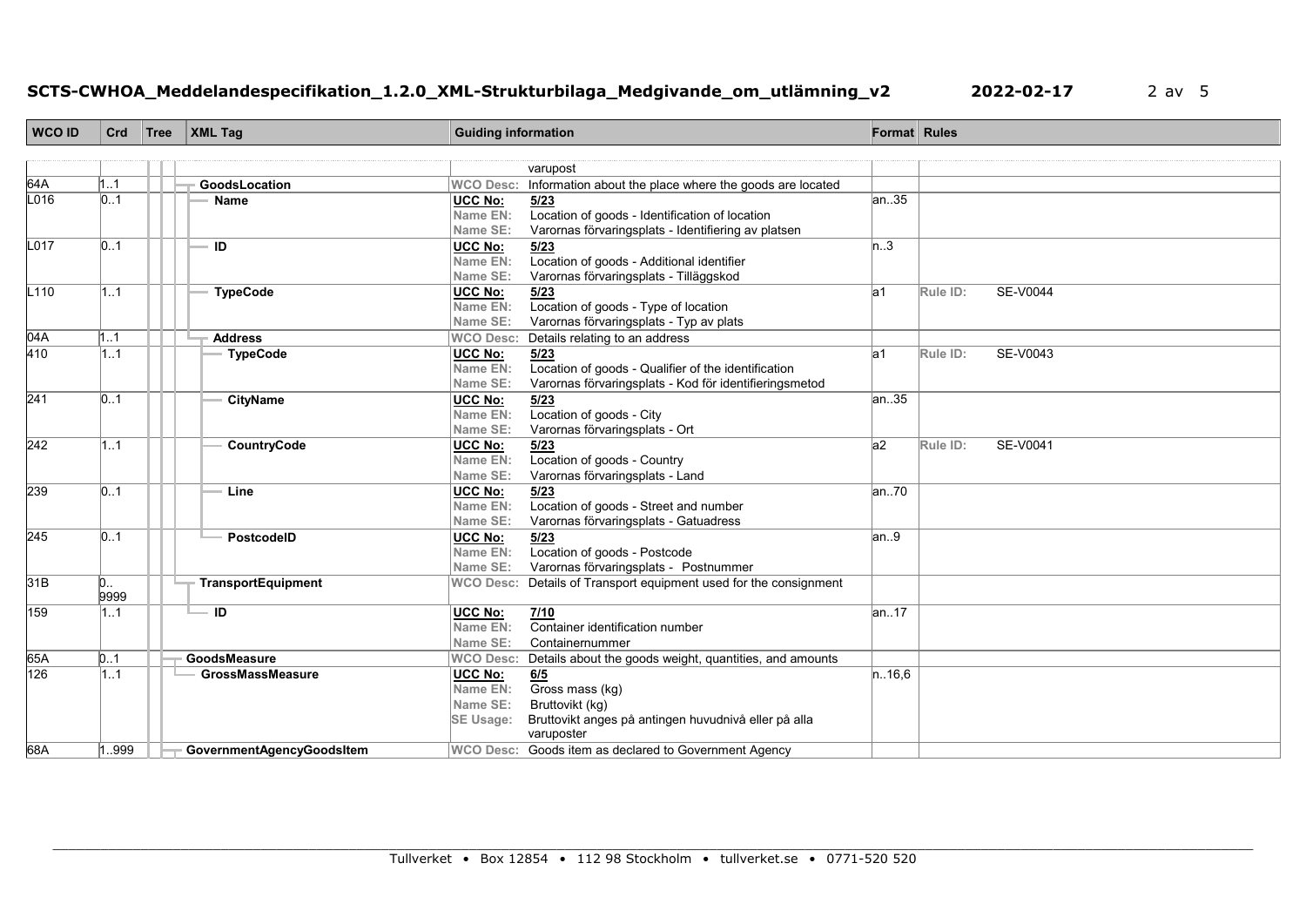| WCO ID | Crd | Tree | XML Tag | Guiding information | Format | Rules |
|---|---|---|---|---|---|---|
| | | | | varupost | | |
| 64A | 1..1 | | GoodsLocation | WCO Desc: Information about the place where the goods are located | | |
| L016 | 0..1 | | Name | UCC No: 5/23<br>Name EN: Location of goods - Identification of location<br>Name SE: Varornas förvaringsplats - Identifiering av platsen | an..35 | |
| L017 | 0..1 | | ID | UCC No: 5/23<br>Name EN: Location of goods - Additional identifier<br>Name SE: Varornas förvaringsplats - Tilläggskod | n..3 | |
| L110 | 1..1 | | TypeCode | UCC No: 5/23<br>Name EN: Location of goods - Type of location<br>Name SE: Varornas förvaringsplats - Typ av plats | a1 | Rule ID: SE-V0044 |
| 04A | 1..1 | | Address | WCO Desc: Details relating to an address | | |
| 410 | 1..1 | | TypeCode | UCC No: 5/23<br>Name EN: Location of goods - Qualifier of the identification<br>Name SE: Varornas förvaringsplats - Kod för identifieringsmetod | a1 | Rule ID: SE-V0043 |
| 241 | 0..1 | | CityName | UCC No: 5/23<br>Name EN: Location of goods - City<br>Name SE: Varornas förvaringsplats - Ort | an..35 | |
| 242 | 1..1 | | CountryCode | UCC No: 5/23<br>Name EN: Location of goods - Country<br>Name SE: Varornas förvaringsplats - Land | a2 | Rule ID: SE-V0041 |
| 239 | 0..1 | | Line | UCC No: 5/23<br>Name EN: Location of goods - Street and number<br>Name SE: Varornas förvaringsplats - Gatuadress | an..70 | |
| 245 | 0..1 | | PostcodeID | UCC No: 5/23<br>Name EN: Location of goods - Postcode<br>Name SE: Varornas förvaringsplats - Postnummer | an..9 | |
| 31B | 0..9999 | | TransportEquipment | WCO Desc: Details of Transport equipment used for the consignment | | |
| 159 | 1..1 | | ID | UCC No: 7/10<br>Name EN: Container identification number<br>Name SE: Containernummer | an..17 | |
| 65A | 0..1 | | GoodsMeasure | WCO Desc: Details about the goods weight, quantities, and amounts | | |
| 126 | 1..1 | | GrossMassMeasure | UCC No: 6/5<br>Name EN: Gross mass (kg)<br>Name SE: Bruttovikt (kg)<br>SE Usage: Bruttovikt anges på antingen huvudnivå eller på alla varuposter | n..16,6 | |
| 68A | 1..999 | | GovernmentAgencyGoodsItem | WCO Desc: Goods item as declared to Government Agency | | |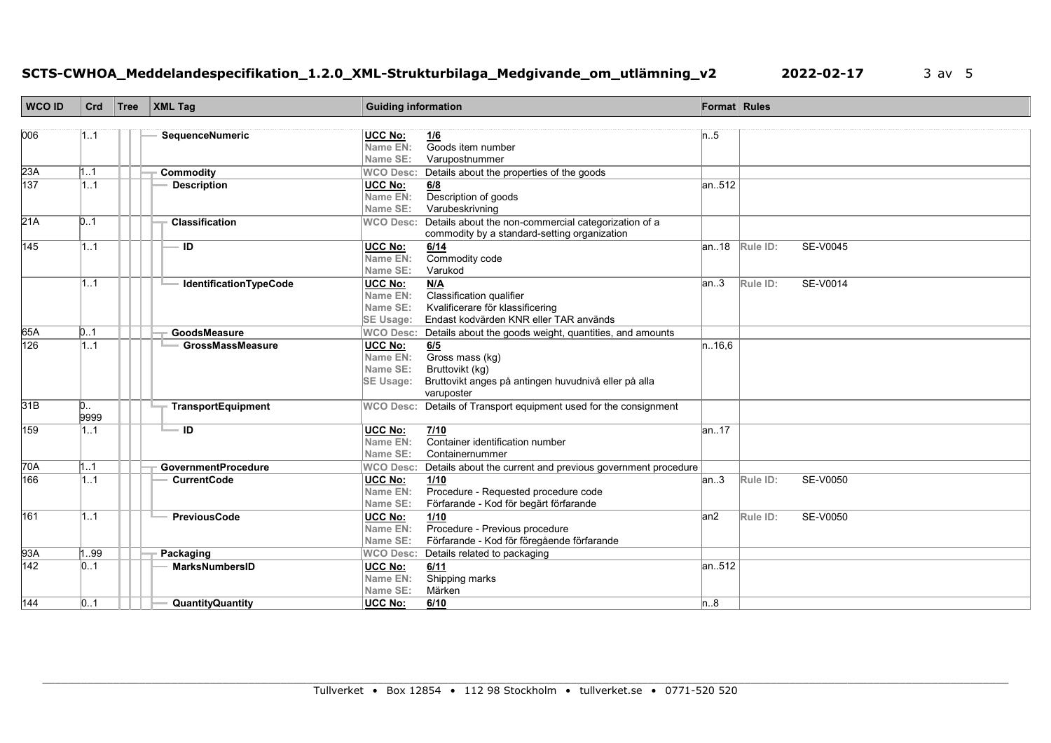| WCO ID | Crd | Tree | XML Tag | Guiding information | Format | Rules |
|---|---|---|---|---|---|---|
| 006 | 1..1 | | SequenceNumeric | UCC No: 1/6<br>Name EN: Goods item number<br>Name SE: Varupostnummer | n..5 | |
| 23A | 1..1 | | Commodity | WCO Desc: Details about the properties of the goods | | |
| 137 | 1..1 | | Description | UCC No: 6/8<br>Name EN: Description of goods<br>Name SE: Varubeskrivning | an..512 | |
| 21A | 0..1 | | Classification | WCO Desc: Details about the non-commercial categorization of a commodity by a standard-setting organization | | |
| 145 | 1..1 | | ID | UCC No: 6/14<br>Name EN: Commodity code<br>Name SE: Varukod | an..18 | Rule ID: SE-V0045 |
| | 1..1 | | IdentificationTypeCode | UCC No: N/A<br>Name EN: Classification qualifier<br>Name SE: Kvalificerare för klassificering<br>SE Usage: Endast kodvärden KNR eller TAR används | an..3 | Rule ID: SE-V0014 |
| 65A | 0..1 | | GoodsMeasure | WCO Desc: Details about the goods weight, quantities, and amounts | | |
| 126 | 1..1 | | GrossMassMeasure | UCC No: 6/5<br>Name EN: Gross mass (kg)<br>Name SE: Bruttovikt (kg)<br>SE Usage: Bruttovikt anges på antingen huvudnivå eller på alla varuposter | n..16,6 | |
| 31B | 0..9999 | | TransportEquipment | WCO Desc: Details of Transport equipment used for the consignment | | |
| 159 | 1..1 | | ID | UCC No: 7/10<br>Name EN: Container identification number<br>Name SE: Containernummer | an..17 | |
| 70A | 1..1 | | GovernmentProcedure | WCO Desc: Details about the current and previous government procedure | | |
| 166 | 1..1 | | CurrentCode | UCC No: 1/10<br>Name EN: Procedure - Requested procedure code<br>Name SE: Förfarande - Kod för begärt förfarande | an..3 | Rule ID: SE-V0050 |
| 161 | 1..1 | | PreviousCode | UCC No: 1/10<br>Name EN: Procedure - Previous procedure<br>Name SE: Förfarande - Kod för föregående förfarande | an2 | Rule ID: SE-V0050 |
| 93A | 1..99 | | Packaging | WCO Desc: Details related to packaging | | |
| 142 | 0..1 | | MarksNumbersID | UCC No: 6/11<br>Name EN: Shipping marks<br>Name SE: Märken | an..512 | |
| 144 | 0..1 | | QuantityQuantity | UCC No: 6/10 | n..8 | |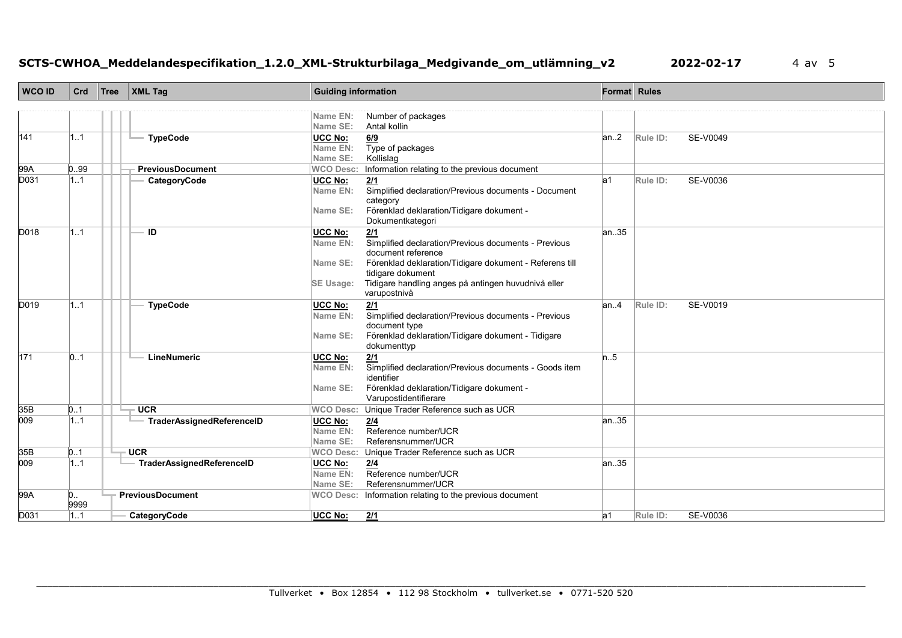| WCO ID | Crd | Tree | XML Tag | Guiding information | Format | Rules |
|---|---|---|---|---|---|---|
| | | | | Name EN: Number of packages<br>Name SE: Antal kollin | | |
| 141 | 1..1 | | TypeCode | UCC No: 6/9<br>Name EN: Type of packages<br>Name SE: Kollislag | an..2 | Rule ID: SE-V0049 |
| 99A | 0..99 | | PreviousDocument | WCO Desc: Information relating to the previous document | | |
| D031 | 1..1 | | CategoryCode | UCC No: 2/1<br>Name EN: Simplified declaration/Previous documents - Document category<br>Name SE: Förenklad deklaration/Tidigare dokument - Dokumentkategori | a1 | Rule ID: SE-V0036 |
| D018 | 1..1 | | ID | UCC No: 2/1<br>Name EN: Simplified declaration/Previous documents - Previous document reference<br>Name SE: Förenklad deklaration/Tidigare dokument - Referens till tidigare dokument<br>SE Usage: Tidigare handling anges på antingen huvudnivå eller varupostnivå | an..35 | |
| D019 | 1..1 | | TypeCode | UCC No: 2/1<br>Name EN: Simplified declaration/Previous documents - Previous document type<br>Name SE: Förenklad deklaration/Tidigare dokument - Tidigare dokumenttyp | an..4 | Rule ID: SE-V0019 |
| 171 | 0..1 | | LineNumeric | UCC No: 2/1<br>Name EN: Simplified declaration/Previous documents - Goods item identifier<br>Name SE: Förenklad deklaration/Tidigare dokument - Varupostidentifierare | n..5 | |
| 35B | 0..1 | | UCR | WCO Desc: Unique Trader Reference such as UCR | | |
| 009 | 1..1 | | TraderAssignedReferenceID | UCC No: 2/4<br>Name EN: Reference number/UCR<br>Name SE: Referensnummer/UCR | an..35 | |
| 35B | 0..1 | | UCR | WCO Desc: Unique Trader Reference such as UCR | | |
| 009 | 1..1 | | TraderAssignedReferenceID | UCC No: 2/4<br>Name EN: Reference number/UCR<br>Name SE: Referensnummer/UCR | an..35 | |
| 99A | 0..9999 | | PreviousDocument | WCO Desc: Information relating to the previous document | | |
| D031 | 1..1 | | CategoryCode | UCC No: 2/1 | a1 | Rule ID: SE-V0036 |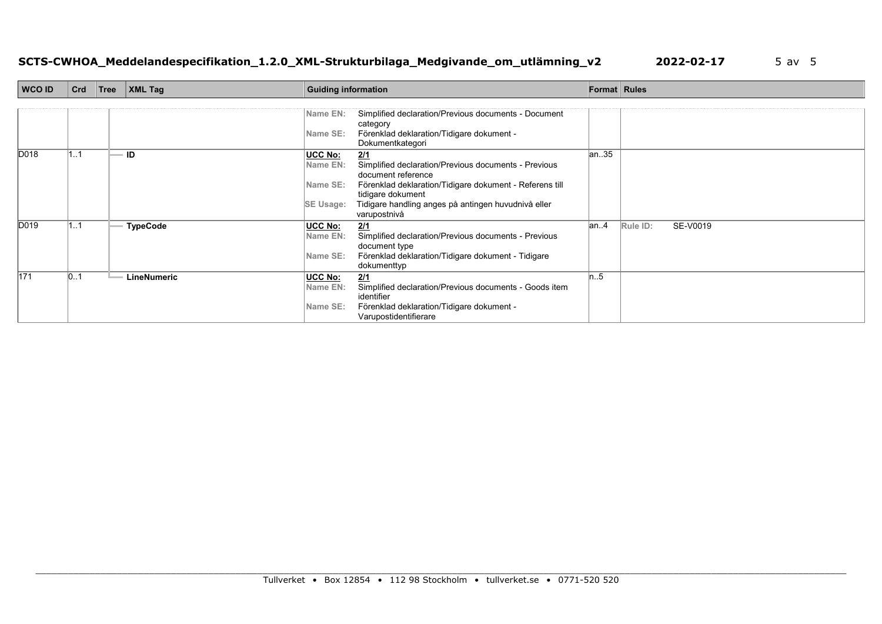| WCO ID | Crd | Tree | XML Tag | Guiding information | Format | Rules |
|---|---|---|---|---|---|---|
| | | | | Name EN: Simplified declaration/Previous documents - Document category<br>Name SE: Förenklad deklaration/Tidigare dokument - Dokumentkategori | | |
| D018 | 1..1 | | ID | **UCC No:** 2/1<br>Name EN: Simplified declaration/Previous documents - Previous document reference<br>Name SE: Förenklad deklaration/Tidigare dokument - Referens till tidigare dokument<br>SE Usage: Tidigare handling anges på antingen huvudnivå eller varupostnivå | an..35 | |
| D019 | 1..1 | | TypeCode | **UCC No:** 2/1<br>Name EN: Simplified declaration/Previous documents - Previous document type<br>Name SE: Förenklad deklaration/Tidigare dokument - Tidigare dokumenttyp | an..4 | Rule ID: SE-V0019 |
| 171 | 0..1 | | LineNumeric | **UCC No:** 2/1<br>Name EN: Simplified declaration/Previous documents - Goods item identifier<br>Name SE: Förenklad deklaration/Tidigare dokument - Varupostidentifierare | n..5 | |